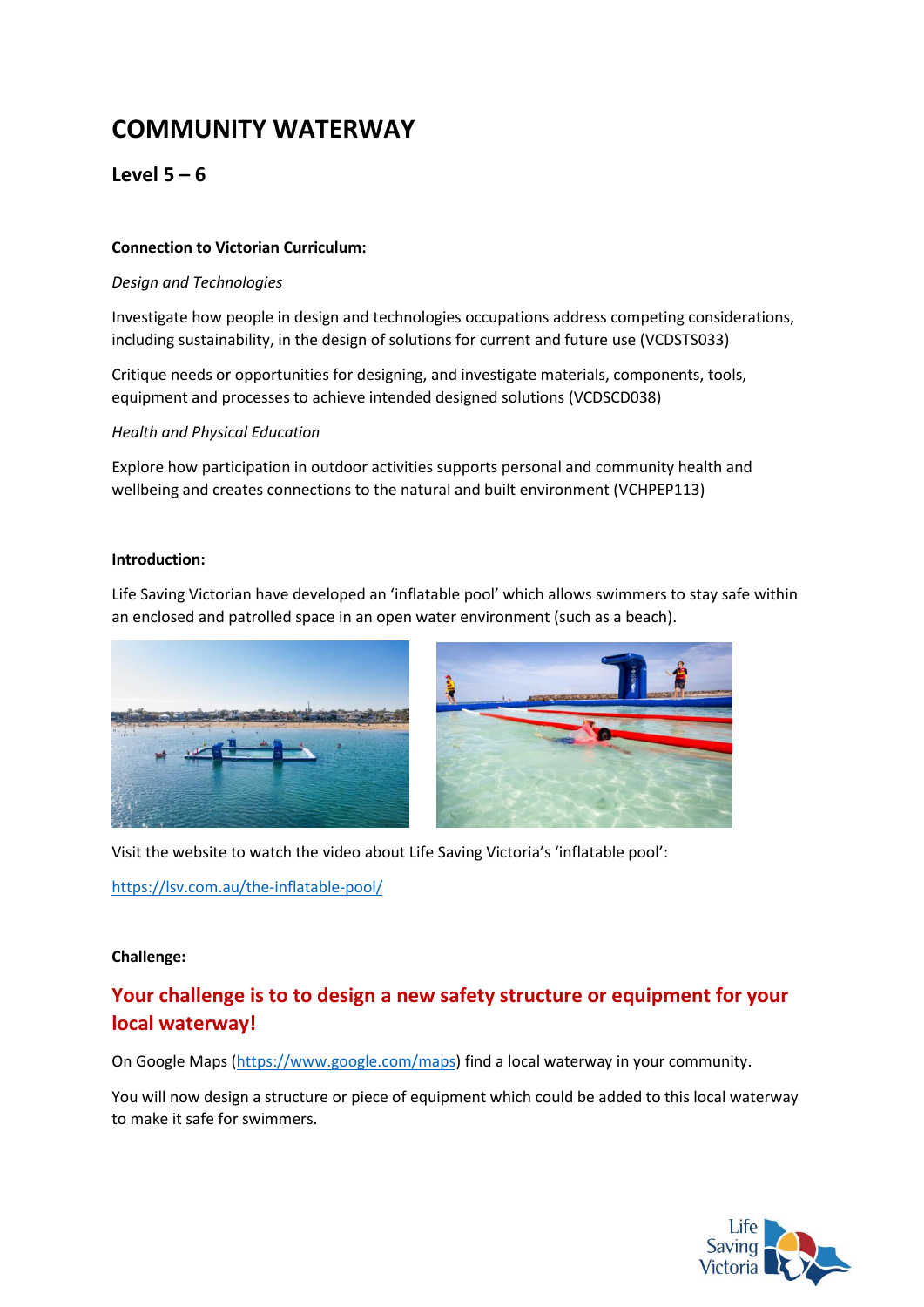# COMMUNITY WATERWAY

## Level 5 – 6

**Connection to Victorian Curriculum:**

*Design and Technologies*

Investigate how people in design and technologies occupations address competing considerations, including sustainability, in the design of solutions for current and future use (VCDSTS033)

Critique needs or opportunities for designing, and investigate materials, components, tools, equipment and processes to achieve intended designed solutions (VCDSCD038)

*Health and Physical Education*

Explore how participation in outdoor activities supports personal and community health and wellbeing and creates connections to the natural and built environment (VCHPEP113)

**Introduction:**

Life Saving Victorian have developed an 'inflatable pool' which allows swimmers to stay safe within an enclosed and patrolled space in an open water environment (such as a beach).

Visit the website to watch the video about Life Saving Victoria's 'inflatable pool':

https://lsv.com.au/the-inflatable-pool/

**Challenge:**

## Your challenge is to to design a new safety structure or equipment for your local waterway!

On Google Maps (https://www.google.com/maps) find a local waterway in your community.

You will now design a structure or piece of equipment which could be added to this local waterway to make it safe for swimmers.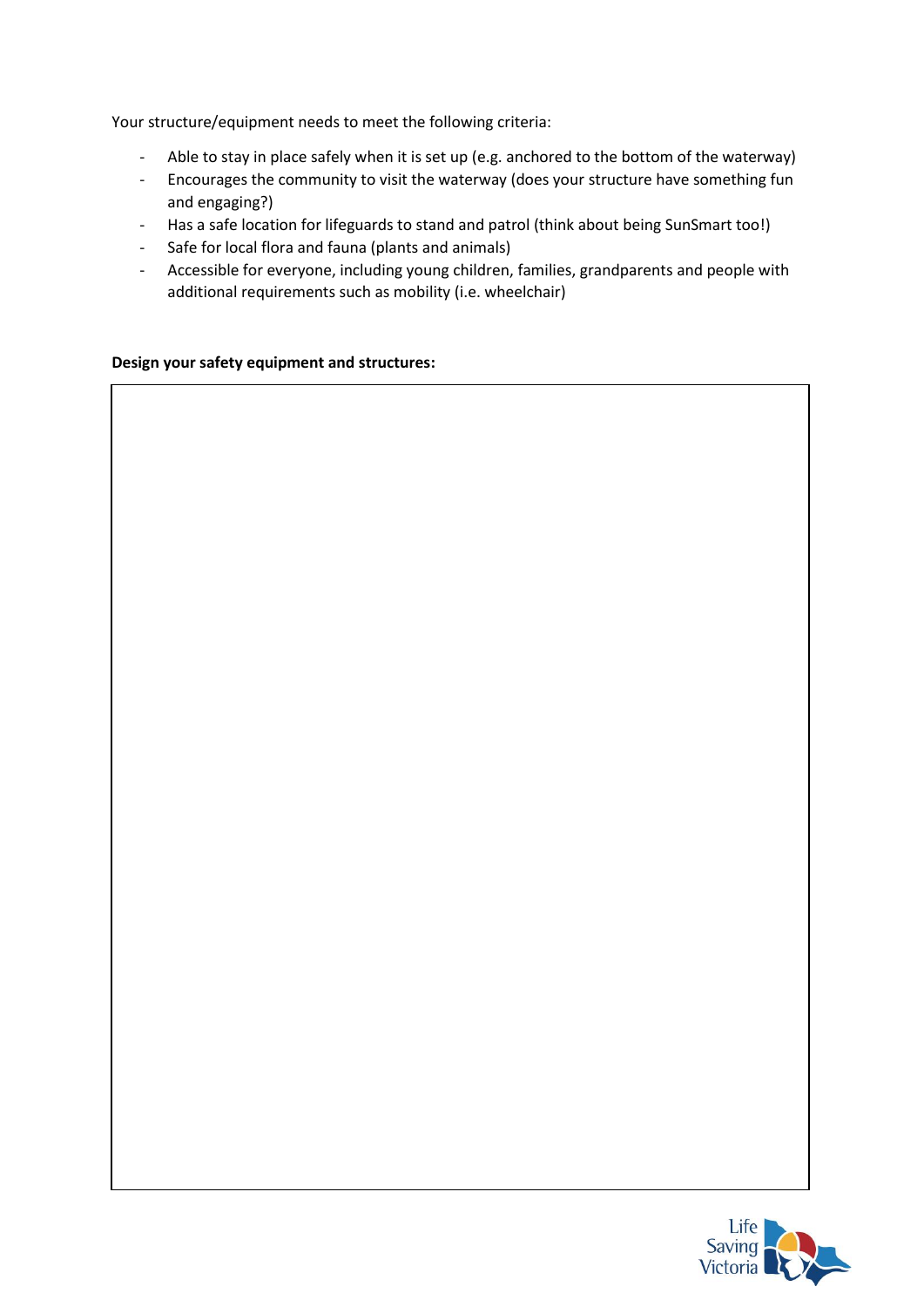Your structure/equipment needs to meet the following criteria:

- Able to stay in place safely when it is set up (e.g. anchored to the bottom of the waterway)
- Encourages the community to visit the waterway (does your structure have something fun and engaging?)
- Has a safe location for lifeguards to stand and patrol (think about being SunSmart too!)
- Safe for local flora and fauna (plants and animals)
- Accessible for everyone, including young children, families, grandparents and people with additional requirements such as mobility (i.e. wheelchair)

**Design your safety equipment and structures:**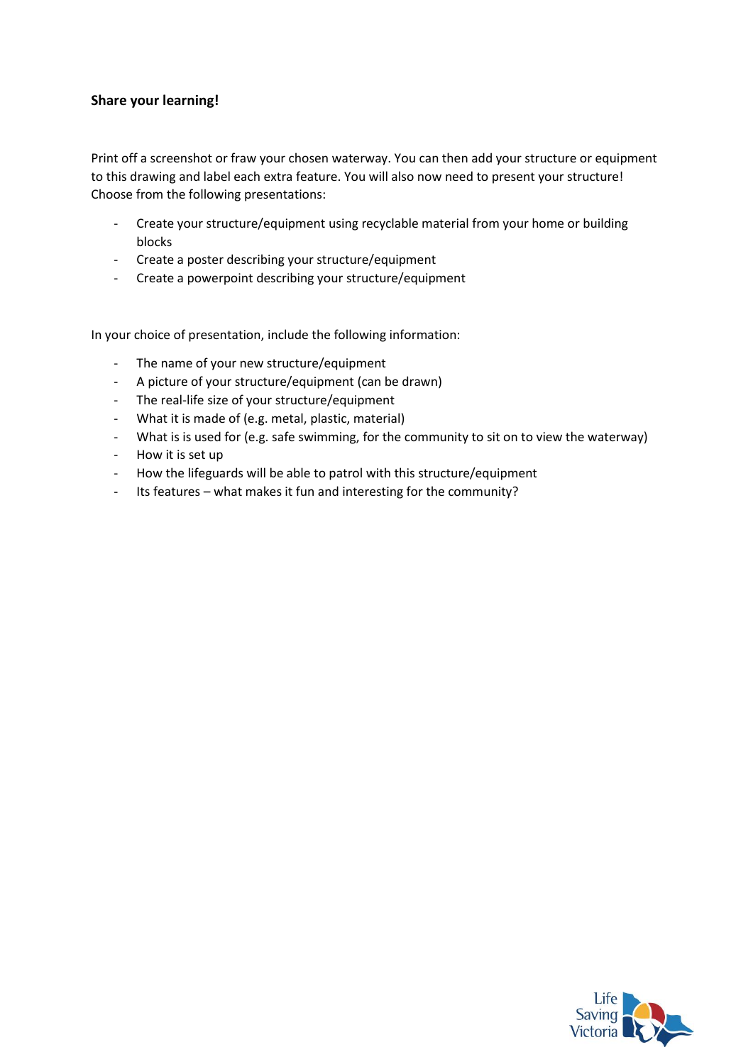**Share your learning!**

Print off a screenshot or fraw your chosen waterway. You can then add your structure or equipment to this drawing and label each extra feature. You will also now need to present your structure! Choose from the following presentations:

- Create your structure/equipment using recyclable material from your home or building blocks
- Create a poster describing your structure/equipment
- Create a powerpoint describing your structure/equipment

In your choice of presentation, include the following information:

- The name of your new structure/equipment
- A picture of your structure/equipment (can be drawn)
- The real-life size of your structure/equipment
- What it is made of (e.g. metal, plastic, material)
- What is is used for (e.g. safe swimming, for the community to sit on to view the waterway)
- How it is set up
- How the lifeguards will be able to patrol with this structure/equipment
- Its features – what makes it fun and interesting for the community?